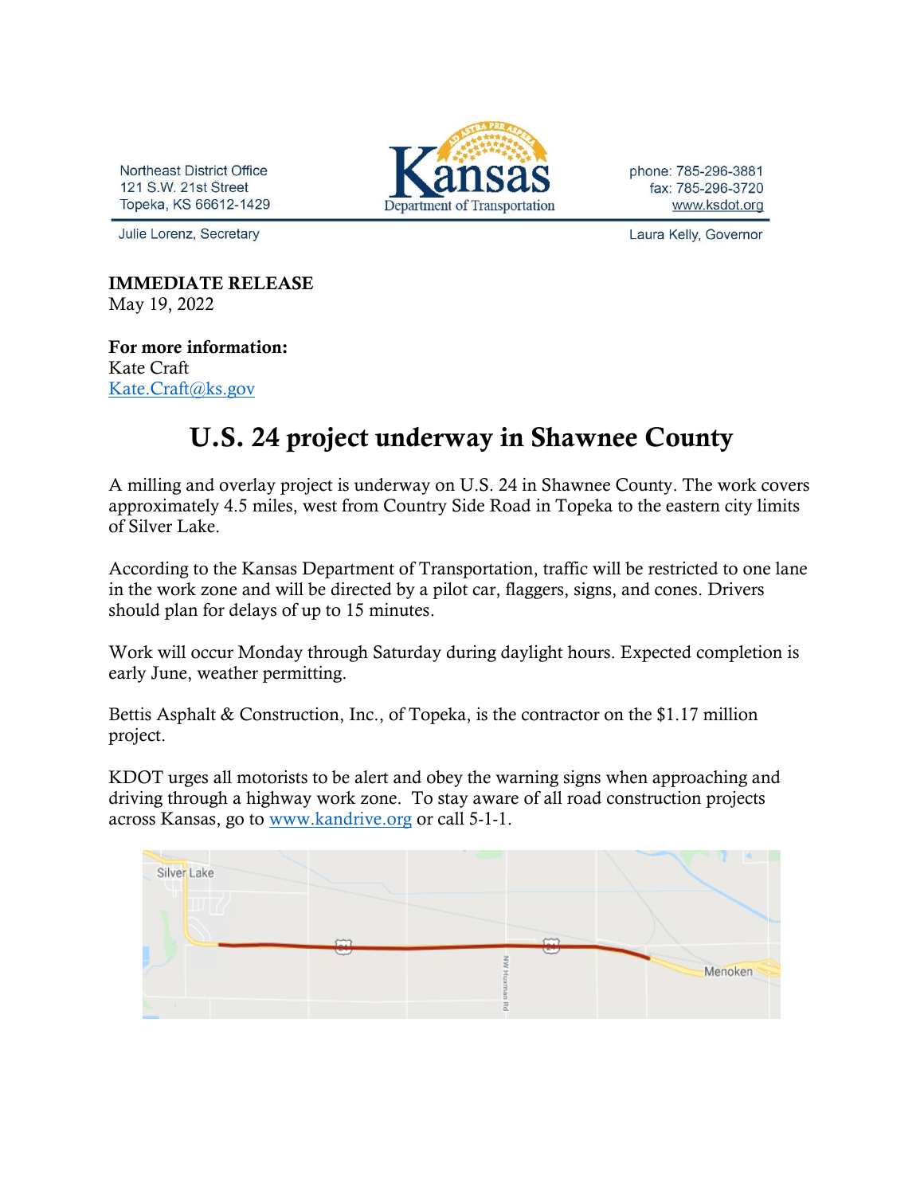Northeast District Office
121 S.W. 21st Street
Topeka, KS 66612-1429

Kansas Department of Transportation

phone: 785-296-3881
fax: 785-296-3720
www.ksdot.org

Julie Lorenz, Secretary

Laura Kelly, Governor

**IMMEDIATE RELEASE**
May 19, 2022

**For more information:**
Kate Craft
Kate.Craft@ks.gov

# U.S. 24 project underway in Shawnee County

A milling and overlay project is underway on U.S. 24 in Shawnee County. The work covers approximately 4.5 miles, west from Country Side Road in Topeka to the eastern city limits of Silver Lake.

According to the Kansas Department of Transportation, traffic will be restricted to one lane in the work zone and will be directed by a pilot car, flaggers, signs, and cones. Drivers should plan for delays of up to 15 minutes.

Work will occur Monday through Saturday during daylight hours. Expected completion is early June, weather permitting.

Bettis Asphalt & Construction, Inc., of Topeka, is the contractor on the $1.17 million project.

KDOT urges all motorists to be alert and obey the warning signs when approaching and driving through a highway work zone. To stay aware of all road construction projects across Kansas, go to www.kandrive.org or call 5-1-1.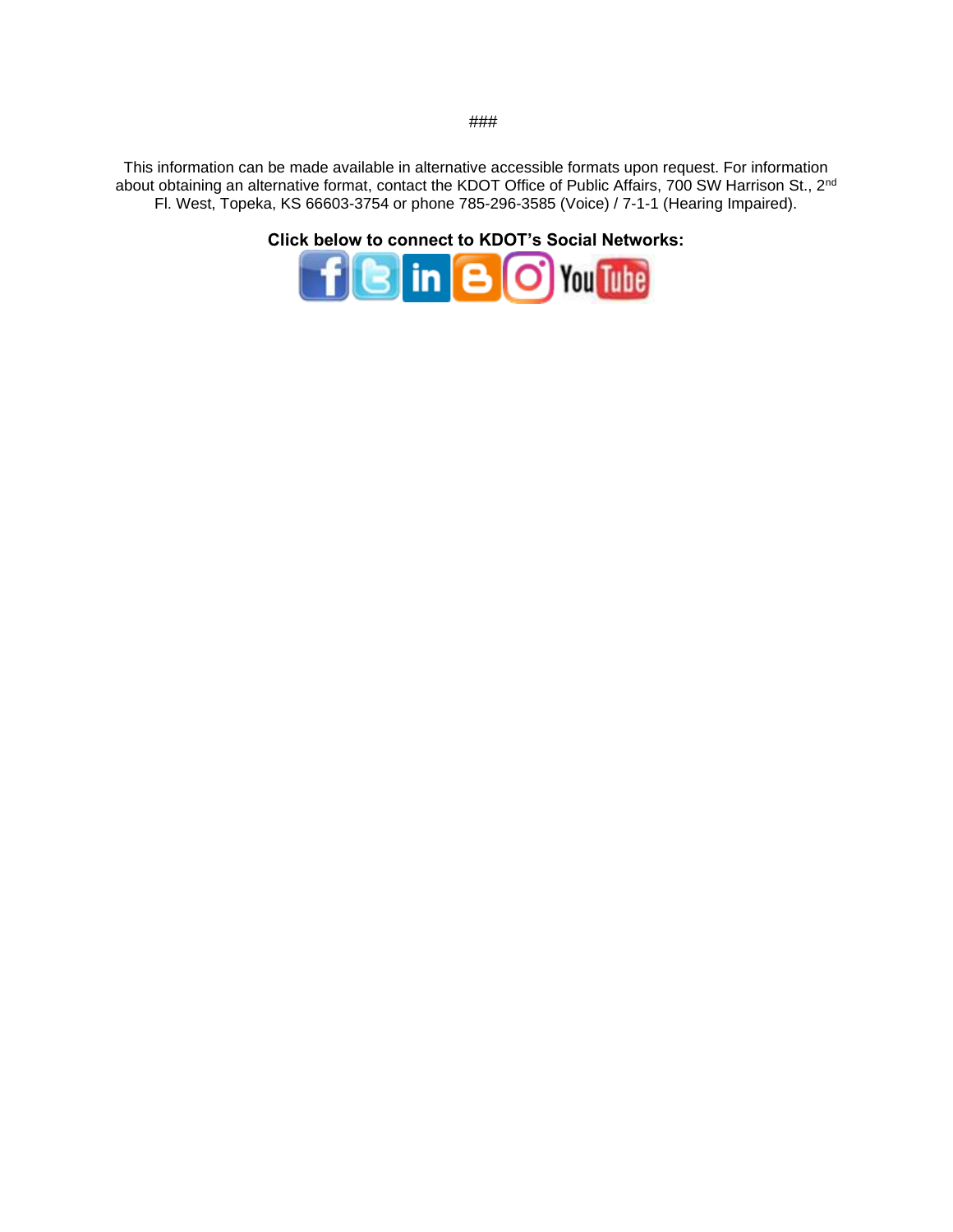###

This information can be made available in alternative accessible formats upon request. For information about obtaining an alternative format, contact the KDOT Office of Public Affairs, 700 SW Harrison St., 2nd Fl. West, Topeka, KS 66603-3754 or phone 785-296-3585 (Voice) / 7-1-1 (Hearing Impaired).

**Click below to connect to KDOT's Social Networks:**